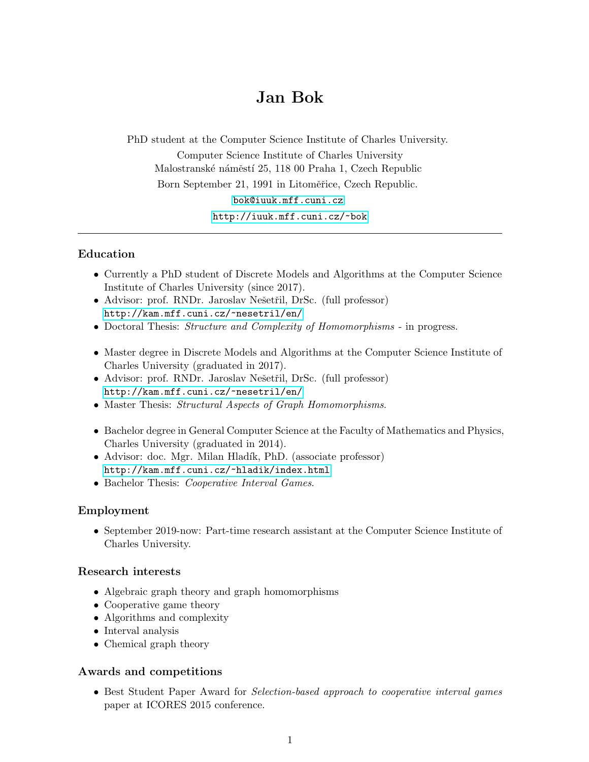# Jan Bok

PhD student at the Computer Science Institute of Charles University.
Computer Science Institute of Charles University
Malostranské náměstí 25, 118 00 Praha 1, Czech Republic
Born September 21, 1991 in Litoměřice, Czech Republic.
bok@iuuk.mff.cuni.cz
http://iuuk.mff.cuni.cz/~bok

---

## Education

- Currently a PhD student of Discrete Models and Algorithms at the Computer Science Institute of Charles University (since 2017).
- Advisor: prof. RNDr. Jaroslav Nešetřil, DrSc. (full professor)
  http://kam.mff.cuni.cz/~nesetril/en/
- Doctoral Thesis: *Structure and Complexity of Homomorphisms* - in progress.

- Master degree in Discrete Models and Algorithms at the Computer Science Institute of Charles University (graduated in 2017).
- Advisor: prof. RNDr. Jaroslav Nešetřil, DrSc. (full professor)
  http://kam.mff.cuni.cz/~nesetril/en/
- Master Thesis: *Structural Aspects of Graph Homomorphisms.*

- Bachelor degree in General Computer Science at the Faculty of Mathematics and Physics, Charles University (graduated in 2014).
- Advisor: doc. Mgr. Milan Hladík, PhD. (associate professor)
  http://kam.mff.cuni.cz/~hladik/index.html
- Bachelor Thesis: *Cooperative Interval Games.*

## Employment

- September 2019-now: Part-time research assistant at the Computer Science Institute of Charles University.

## Research interests

- Algebraic graph theory and graph homomorphisms
- Cooperative game theory
- Algorithms and complexity
- Interval analysis
- Chemical graph theory

## Awards and competitions

- Best Student Paper Award for *Selection-based approach to cooperative interval games* paper at ICORES 2015 conference.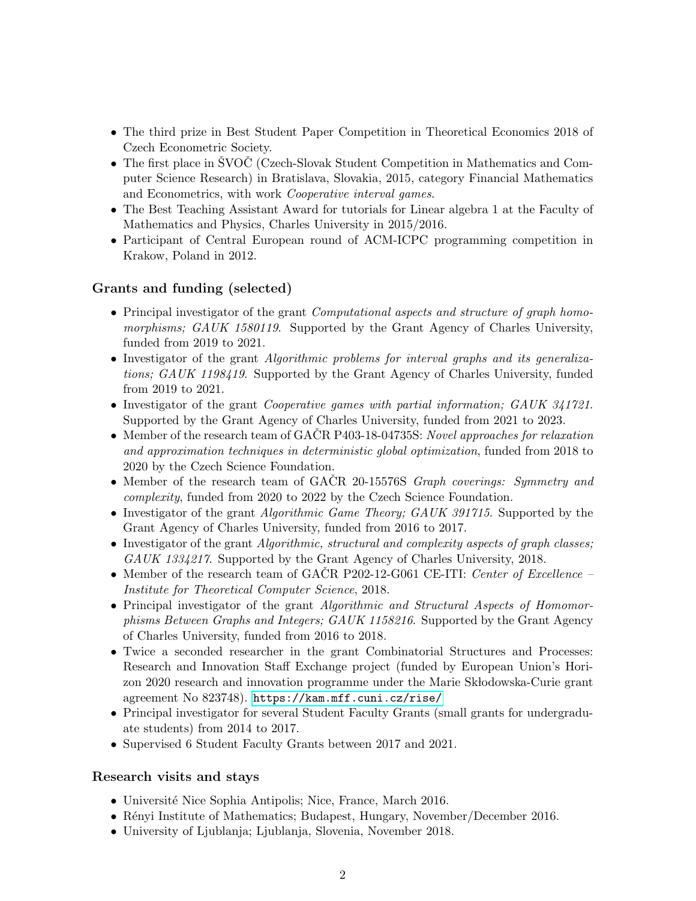- The third prize in Best Student Paper Competition in Theoretical Economics 2018 of Czech Econometric Society.
- The first place in ŠVOČ (Czech-Slovak Student Competition in Mathematics and Computer Science Research) in Bratislava, Slovakia, 2015, category Financial Mathematics and Econometrics, with work *Cooperative interval games*.
- The Best Teaching Assistant Award for tutorials for Linear algebra 1 at the Faculty of Mathematics and Physics, Charles University in 2015/2016.
- Participant of Central European round of ACM-ICPC programming competition in Krakow, Poland in 2012.

### Grants and funding (selected)

- Principal investigator of the grant *Computational aspects and structure of graph homomorphisms; GAUK 1580119*. Supported by the Grant Agency of Charles University, funded from 2019 to 2021.
- Investigator of the grant *Algorithmic problems for interval graphs and its generalizations; GAUK 1198419*. Supported by the Grant Agency of Charles University, funded from 2019 to 2021.
- Investigator of the grant *Cooperative games with partial information; GAUK 341721*. Supported by the Grant Agency of Charles University, funded from 2021 to 2023.
- Member of the research team of GAČR P403-18-04735S: *Novel approaches for relaxation and approximation techniques in deterministic global optimization*, funded from 2018 to 2020 by the Czech Science Foundation.
- Member of the research team of GAČR 20-15576S *Graph coverings: Symmetry and complexity*, funded from 2020 to 2022 by the Czech Science Foundation.
- Investigator of the grant *Algorithmic Game Theory; GAUK 391715*. Supported by the Grant Agency of Charles University, funded from 2016 to 2017.
- Investigator of the grant *Algorithmic, structural and complexity aspects of graph classes; GAUK 1334217*. Supported by the Grant Agency of Charles University, 2018.
- Member of the research team of GAČR P202-12-G061 CE-ITI: *Center of Excellence – Institute for Theoretical Computer Science*, 2018.
- Principal investigator of the grant *Algorithmic and Structural Aspects of Homomorphisms Between Graphs and Integers; GAUK 1158216*. Supported by the Grant Agency of Charles University, funded from 2016 to 2018.
- Twice a seconded researcher in the grant Combinatorial Structures and Processes: Research and Innovation Staff Exchange project (funded by European Union's Horizon 2020 research and innovation programme under the Marie Skłodowska-Curie grant agreement No 823748). `https://kam.mff.cuni.cz/rise/`
- Principal investigator for several Student Faculty Grants (small grants for undergraduate students) from 2014 to 2017.
- Supervised 6 Student Faculty Grants between 2017 and 2021.

### Research visits and stays

- Université Nice Sophia Antipolis; Nice, France, March 2016.
- Rényi Institute of Mathematics; Budapest, Hungary, November/December 2016.
- University of Ljublanja; Ljublanja, Slovenia, November 2018.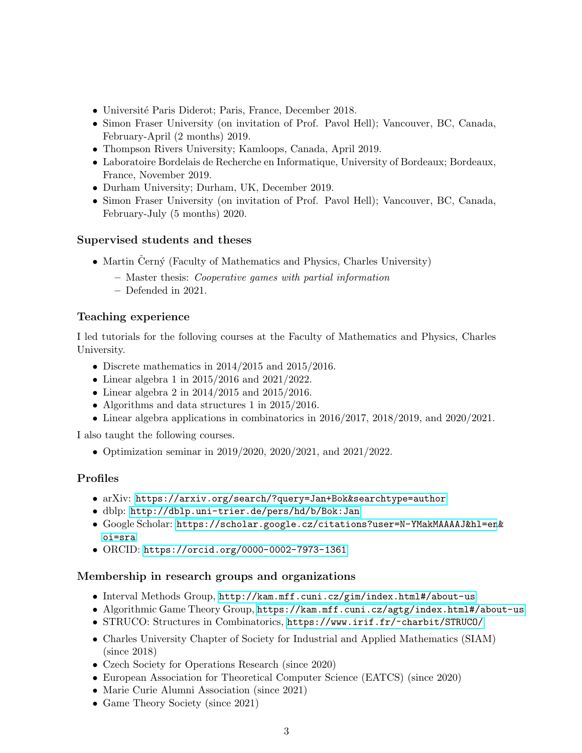- Université Paris Diderot; Paris, France, December 2018.
- Simon Fraser University (on invitation of Prof. Pavol Hell); Vancouver, BC, Canada, February-April (2 months) 2019.
- Thompson Rivers University; Kamloops, Canada, April 2019.
- Laboratoire Bordelais de Recherche en Informatique, University of Bordeaux; Bordeaux, France, November 2019.
- Durham University; Durham, UK, December 2019.
- Simon Fraser University (on invitation of Prof. Pavol Hell); Vancouver, BC, Canada, February-July (5 months) 2020.

### Supervised students and theses

- Martin Černý (Faculty of Mathematics and Physics, Charles University)
  - Master thesis: *Cooperative games with partial information*
  - Defended in 2021.

### Teaching experience

I led tutorials for the following courses at the Faculty of Mathematics and Physics, Charles University.

- Discrete mathematics in 2014/2015 and 2015/2016.
- Linear algebra 1 in 2015/2016 and 2021/2022.
- Linear algebra 2 in 2014/2015 and 2015/2016.
- Algorithms and data structures 1 in 2015/2016.
- Linear algebra applications in combinatorics in 2016/2017, 2018/2019, and 2020/2021.

I also taught the following courses.

- Optimization seminar in 2019/2020, 2020/2021, and 2021/2022.

### Profiles

- arXiv: `https://arxiv.org/search/?query=Jan+Bok&searchtype=author`
- dblp: `http://dblp.uni-trier.de/pers/hd/b/Bok:Jan`
- Google Scholar: `https://scholar.google.cz/citations?user=N-YMakMAAAAJ&hl=en&oi=sra`
- ORCID: `https://orcid.org/0000-0002-7973-1361`

### Membership in research groups and organizations

- Interval Methods Group, `http://kam.mff.cuni.cz/gim/index.html#/about-us`
- Algorithmic Game Theory Group, `https://kam.mff.cuni.cz/agtg/index.html#/about-us`
- STRUCO: Structures in Combinatorics, `https://www.irif.fr/~charbit/STRUCO/`
- Charles University Chapter of Society for Industrial and Applied Mathematics (SIAM) (since 2018)
- Czech Society for Operations Research (since 2020)
- European Association for Theoretical Computer Science (EATCS) (since 2020)
- Marie Curie Alumni Association (since 2021)
- Game Theory Society (since 2021)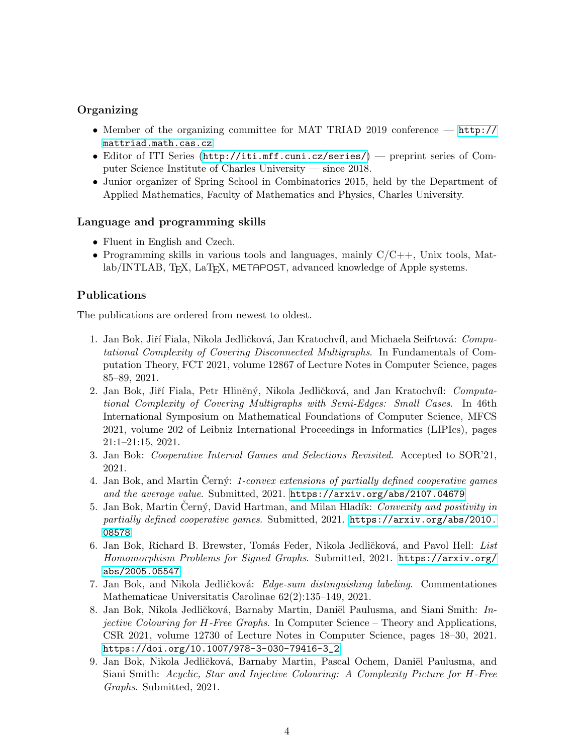### Organizing

- Member of the organizing committee for MAT TRIAD 2019 conference — http://mattriad.math.cas.cz
- Editor of ITI Series (http://iti.mff.cuni.cz/series/) — preprint series of Computer Science Institute of Charles University — since 2018.
- Junior organizer of Spring School in Combinatorics 2015, held by the Department of Applied Mathematics, Faculty of Mathematics and Physics, Charles University.

### Language and programming skills

- Fluent in English and Czech.
- Programming skills in various tools and languages, mainly C/C++, Unix tools, Matlab/INTLAB, TEX, LaTEX, METAPOST, advanced knowledge of Apple systems.

### Publications

The publications are ordered from newest to oldest.

1. Jan Bok, Jiří Fiala, Nikola Jedličková, Jan Kratochvíl, and Michaela Seifrtová: *Computational Complexity of Covering Disconnected Multigraphs*. In Fundamentals of Computation Theory, FCT 2021, volume 12867 of Lecture Notes in Computer Science, pages 85–89, 2021.
2. Jan Bok, Jiří Fiala, Petr Hliněný, Nikola Jedličková, and Jan Kratochvíl: *Computational Complexity of Covering Multigraphs with Semi-Edges: Small Cases*. In 46th International Symposium on Mathematical Foundations of Computer Science, MFCS 2021, volume 202 of Leibniz International Proceedings in Informatics (LIPIcs), pages 21:1–21:15, 2021.
3. Jan Bok: *Cooperative Interval Games and Selections Revisited*. Accepted to SOR'21, 2021.
4. Jan Bok, and Martin Černý: *1-convex extensions of partially defined cooperative games and the average value*. Submitted, 2021. https://arxiv.org/abs/2107.04679
5. Jan Bok, Martin Černý, David Hartman, and Milan Hladík: *Convexity and positivity in partially defined cooperative games*. Submitted, 2021. https://arxiv.org/abs/2010.08578
6. Jan Bok, Richard B. Brewster, Tomás Feder, Nikola Jedličková, and Pavol Hell: *List Homomorphism Problems for Signed Graphs*. Submitted, 2021. https://arxiv.org/abs/2005.05547
7. Jan Bok, and Nikola Jedličková: *Edge-sum distinguishing labeling*. Commentationes Mathematicae Universitatis Carolinae 62(2):135–149, 2021.
8. Jan Bok, Nikola Jedličková, Barnaby Martin, Daniël Paulusma, and Siani Smith: *Injective Colouring for $H$-Free Graphs*. In Computer Science – Theory and Applications, CSR 2021, volume 12730 of Lecture Notes in Computer Science, pages 18–30, 2021. https://doi.org/10.1007/978-3-030-79416-3_2
9. Jan Bok, Nikola Jedličková, Barnaby Martin, Pascal Ochem, Daniël Paulusma, and Siani Smith: *Acyclic, Star and Injective Colouring: A Complexity Picture for $H$-Free Graphs*. Submitted, 2021.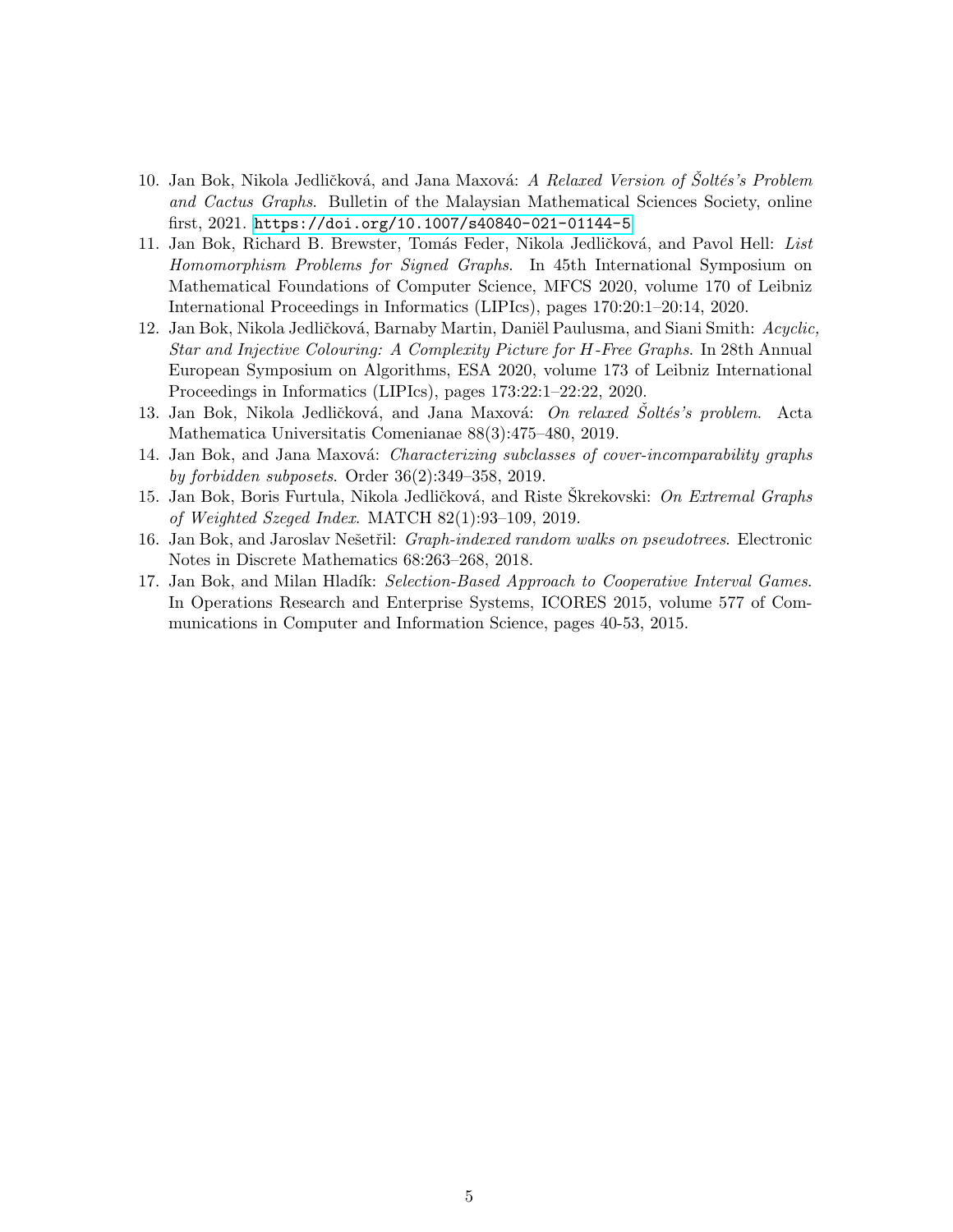10. Jan Bok, Nikola Jedličková, and Jana Maxová: *A Relaxed Version of Šoltés's Problem and Cactus Graphs*. Bulletin of the Malaysian Mathematical Sciences Society, online first, 2021. https://doi.org/10.1007/s40840-021-01144-5
11. Jan Bok, Richard B. Brewster, Tomás Feder, Nikola Jedličková, and Pavol Hell: *List Homomorphism Problems for Signed Graphs*. In 45th International Symposium on Mathematical Foundations of Computer Science, MFCS 2020, volume 170 of Leibniz International Proceedings in Informatics (LIPIcs), pages 170:20:1–20:14, 2020.
12. Jan Bok, Nikola Jedličková, Barnaby Martin, Daniël Paulusma, and Siani Smith: *Acyclic, Star and Injective Colouring: A Complexity Picture for H-Free Graphs*. In 28th Annual European Symposium on Algorithms, ESA 2020, volume 173 of Leibniz International Proceedings in Informatics (LIPIcs), pages 173:22:1–22:22, 2020.
13. Jan Bok, Nikola Jedličková, and Jana Maxová: *On relaxed Šoltés's problem*. Acta Mathematica Universitatis Comenianae 88(3):475–480, 2019.
14. Jan Bok, and Jana Maxová: *Characterizing subclasses of cover-incomparability graphs by forbidden subposets*. Order 36(2):349–358, 2019.
15. Jan Bok, Boris Furtula, Nikola Jedličková, and Riste Škrekovski: *On Extremal Graphs of Weighted Szeged Index*. MATCH 82(1):93–109, 2019.
16. Jan Bok, and Jaroslav Nešetřil: *Graph-indexed random walks on pseudotrees*. Electronic Notes in Discrete Mathematics 68:263–268, 2018.
17. Jan Bok, and Milan Hladík: *Selection-Based Approach to Cooperative Interval Games*. In Operations Research and Enterprise Systems, ICORES 2015, volume 577 of Communications in Computer and Information Science, pages 40-53, 2015.